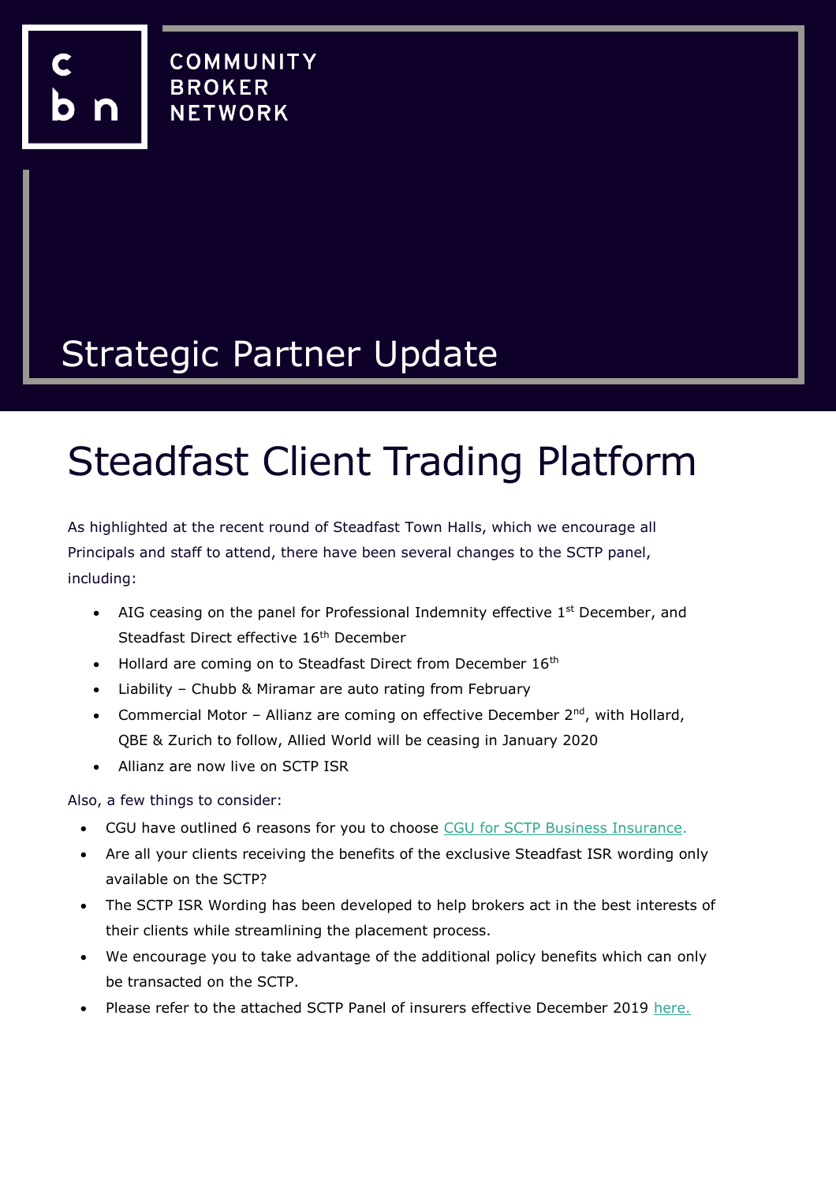COMMUNITY
BROKER
NETWORK

# Strategic Partner Update

# Steadfast Client Trading Platform

As highlighted at the recent round of Steadfast Town Halls, which we encourage all Principals and staff to attend, there have been several changes to the SCTP panel, including:

- AIG ceasing on the panel for Professional Indemnity effective 1st December, and Steadfast Direct effective 16th December
- Hollard are coming on to Steadfast Direct from December 16th
- Liability – Chubb & Miramar are auto rating from February
- Commercial Motor – Allianz are coming on effective December 2nd, with Hollard, QBE & Zurich to follow, Allied World will be ceasing in January 2020
- Allianz are now live on SCTP ISR

Also, a few things to consider:

- CGU have outlined 6 reasons for you to choose CGU for SCTP Business Insurance.
- Are all your clients receiving the benefits of the exclusive Steadfast ISR wording only available on the SCTP?
- The SCTP ISR Wording has been developed to help brokers act in the best interests of their clients while streamlining the placement process.
- We encourage you to take advantage of the additional policy benefits which can only be transacted on the SCTP.
- Please refer to the attached SCTP Panel of insurers effective December 2019 here.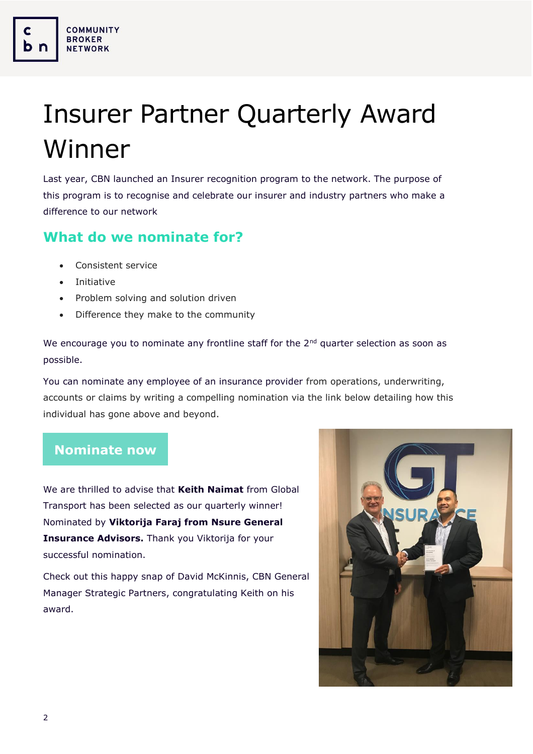# Insurer Partner Quarterly Award Winner

Last year, CBN launched an Insurer recognition program to the network. The purpose of this program is to recognise and celebrate our insurer and industry partners who make a difference to our network

## What do we nominate for?

- Consistent service
- Initiative
- Problem solving and solution driven
- Difference they make to the community

We encourage you to nominate any frontline staff for the 2nd quarter selection as soon as possible.

You can nominate any employee of an insurance provider from operations, underwriting, accounts or claims by writing a compelling nomination via the link below detailing how this individual has gone above and beyond.

**Nominate now**

We are thrilled to advise that **Keith Naimat** from Global Transport has been selected as our quarterly winner! Nominated by **Viktorija Faraj from Nsure General Insurance Advisors.** Thank you Viktorija for your successful nomination.

Check out this happy snap of David McKinnis, CBN General Manager Strategic Partners, congratulating Keith on his award.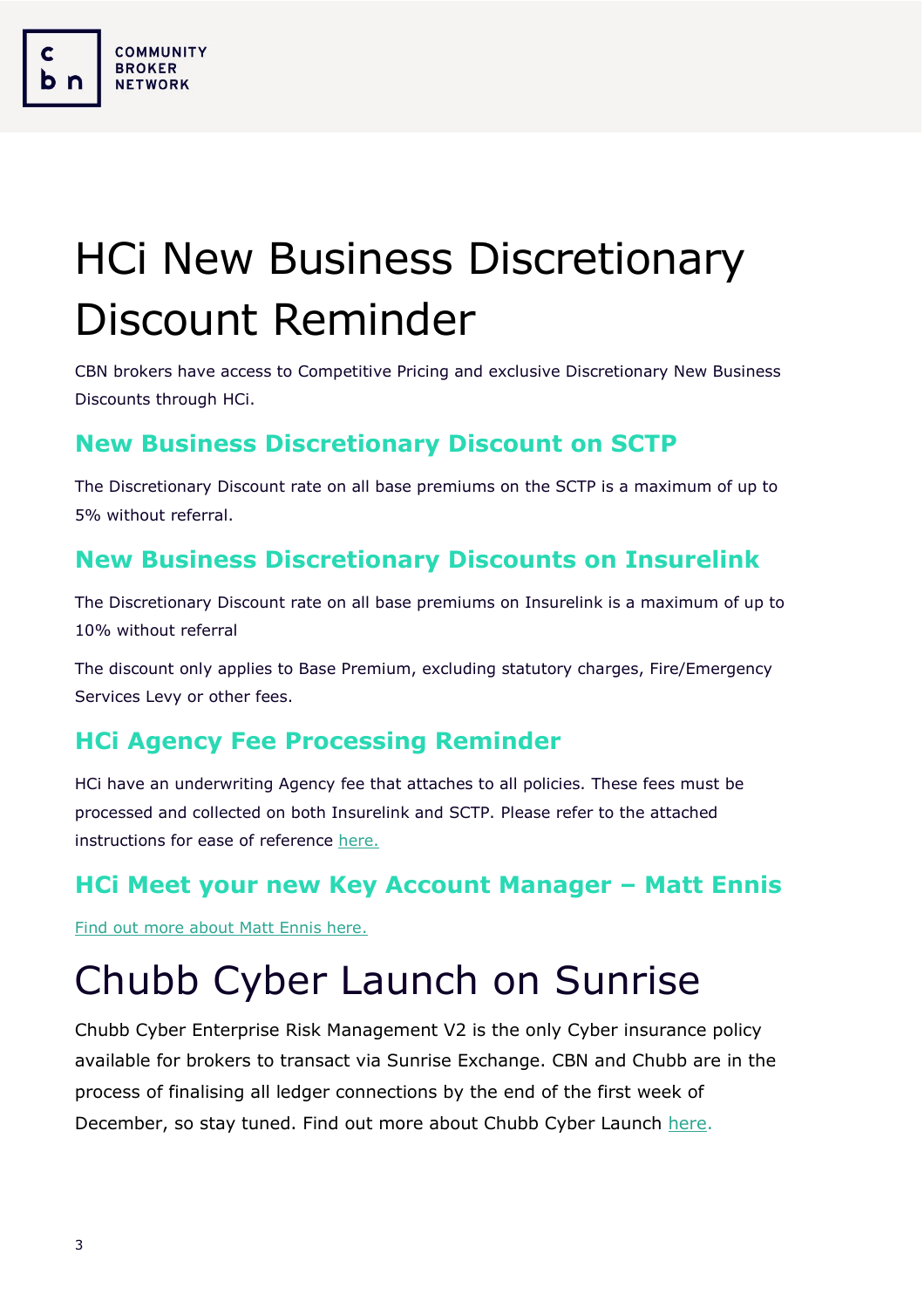# HCi New Business Discretionary Discount Reminder

CBN brokers have access to Competitive Pricing and exclusive Discretionary New Business Discounts through HCi.

## New Business Discretionary Discount on SCTP

The Discretionary Discount rate on all base premiums on the SCTP is a maximum of up to 5% without referral.

## New Business Discretionary Discounts on Insurelink

The Discretionary Discount rate on all base premiums on Insurelink is a maximum of up to 10% without referral

The discount only applies to Base Premium, excluding statutory charges, Fire/Emergency Services Levy or other fees.

## HCi Agency Fee Processing Reminder

HCi have an underwriting Agency fee that attaches to all policies. These fees must be processed and collected on both Insurelink and SCTP. Please refer to the attached instructions for ease of reference here.

## HCi Meet your new Key Account Manager – Matt Ennis

Find out more about Matt Ennis here.

# Chubb Cyber Launch on Sunrise

Chubb Cyber Enterprise Risk Management V2 is the only Cyber insurance policy available for brokers to transact via Sunrise Exchange. CBN and Chubb are in the process of finalising all ledger connections by the end of the first week of December, so stay tuned. Find out more about Chubb Cyber Launch here.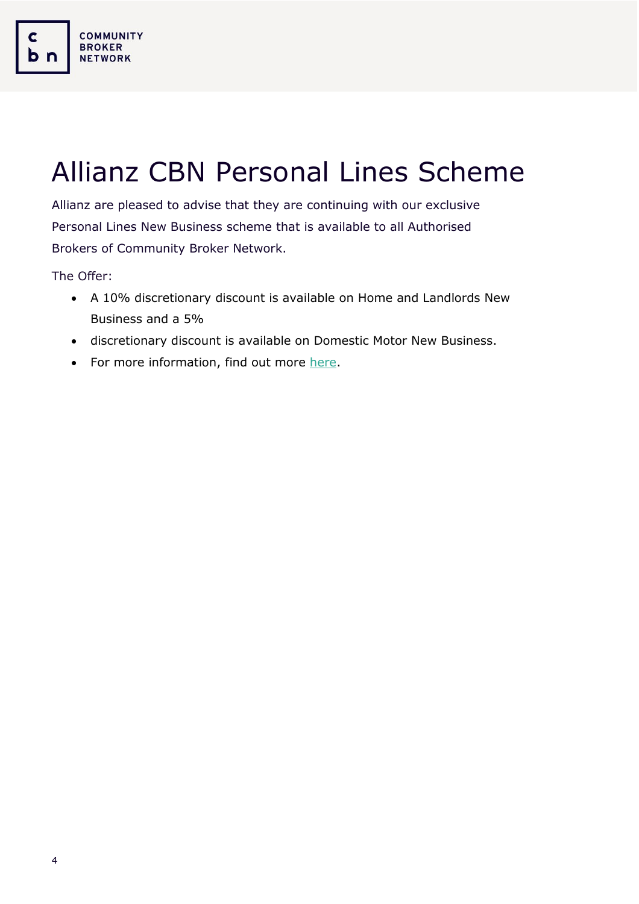# Allianz CBN Personal Lines Scheme

Allianz are pleased to advise that they are continuing with our exclusive Personal Lines New Business scheme that is available to all Authorised Brokers of Community Broker Network.

The Offer:

- A 10% discretionary discount is available on Home and Landlords New Business and a 5%
- discretionary discount is available on Domestic Motor New Business.
- For more information, find out more here.